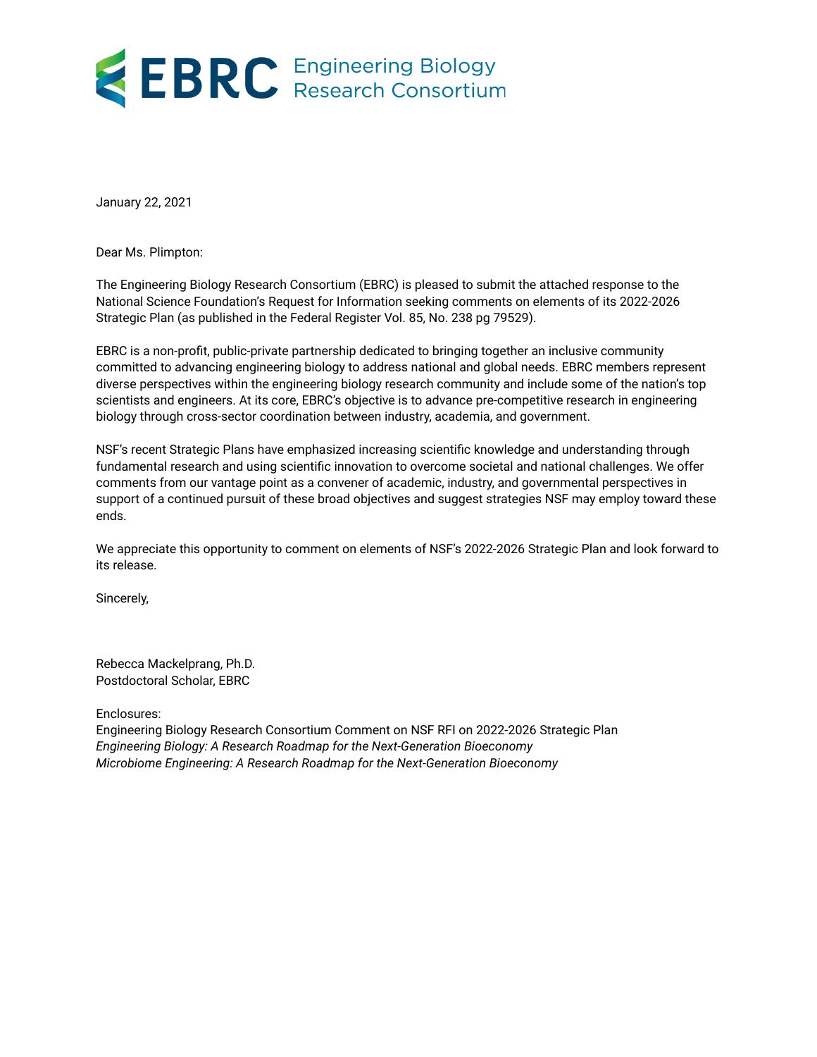**EBRC** Engineering Biology Research Consortium

January 22, 2021

Dear Ms. Plimpton:

The Engineering Biology Research Consortium (EBRC) is pleased to submit the attached response to the National Science Foundation's Request for Information seeking comments on elements of its 2022-2026 Strategic Plan (as published in the Federal Register Vol. 85, No. 238 pg 79529).

EBRC is a non-profit, public-private partnership dedicated to bringing together an inclusive community committed to advancing engineering biology to address national and global needs. EBRC members represent diverse perspectives within the engineering biology research community and include some of the nation's top scientists and engineers. At its core, EBRC's objective is to advance pre-competitive research in engineering biology through cross-sector coordination between industry, academia, and government.

NSF's recent Strategic Plans have emphasized increasing scientific knowledge and understanding through fundamental research and using scientific innovation to overcome societal and national challenges. We offer comments from our vantage point as a convener of academic, industry, and governmental perspectives in support of a continued pursuit of these broad objectives and suggest strategies NSF may employ toward these ends.

We appreciate this opportunity to comment on elements of NSF's 2022-2026 Strategic Plan and look forward to its release.

Sincerely,

Rebecca Mackelprang, Ph.D.
Postdoctoral Scholar, EBRC

Enclosures:
Engineering Biology Research Consortium Comment on NSF RFI on 2022-2026 Strategic Plan
*Engineering Biology: A Research Roadmap for the Next-Generation Bioeconomy*
*Microbiome Engineering: A Research Roadmap for the Next-Generation Bioeconomy*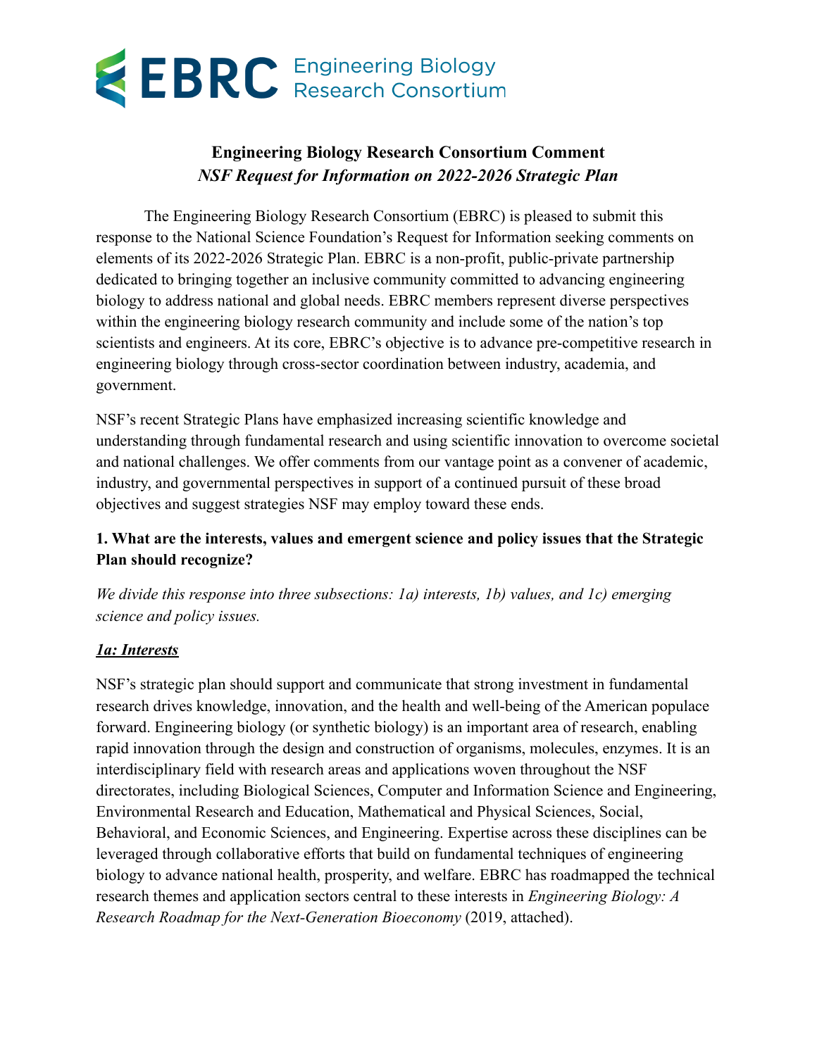# Engineering Biology Research Consortium Comment
## *NSF Request for Information on 2022-2026 Strategic Plan*

The Engineering Biology Research Consortium (EBRC) is pleased to submit this response to the National Science Foundation's Request for Information seeking comments on elements of its 2022-2026 Strategic Plan. EBRC is a non-profit, public-private partnership dedicated to bringing together an inclusive community committed to advancing engineering biology to address national and global needs. EBRC members represent diverse perspectives within the engineering biology research community and include some of the nation's top scientists and engineers. At its core, EBRC's objective is to advance pre-competitive research in engineering biology through cross-sector coordination between industry, academia, and government.

NSF's recent Strategic Plans have emphasized increasing scientific knowledge and understanding through fundamental research and using scientific innovation to overcome societal and national challenges. We offer comments from our vantage point as a convener of academic, industry, and governmental perspectives in support of a continued pursuit of these broad objectives and suggest strategies NSF may employ toward these ends.

### 1. What are the interests, values and emergent science and policy issues that the Strategic Plan should recognize?

*We divide this response into three subsections: 1a) interests, 1b) values, and 1c) emerging science and policy issues.*

***1a: Interests***

NSF's strategic plan should support and communicate that strong investment in fundamental research drives knowledge, innovation, and the health and well-being of the American populace forward. Engineering biology (or synthetic biology) is an important area of research, enabling rapid innovation through the design and construction of organisms, molecules, enzymes. It is an interdisciplinary field with research areas and applications woven throughout the NSF directorates, including Biological Sciences, Computer and Information Science and Engineering, Environmental Research and Education, Mathematical and Physical Sciences, Social, Behavioral, and Economic Sciences, and Engineering. Expertise across these disciplines can be leveraged through collaborative efforts that build on fundamental techniques of engineering biology to advance national health, prosperity, and welfare. EBRC has roadmapped the technical research themes and application sectors central to these interests in *Engineering Biology: A Research Roadmap for the Next-Generation Bioeconomy* (2019, attached).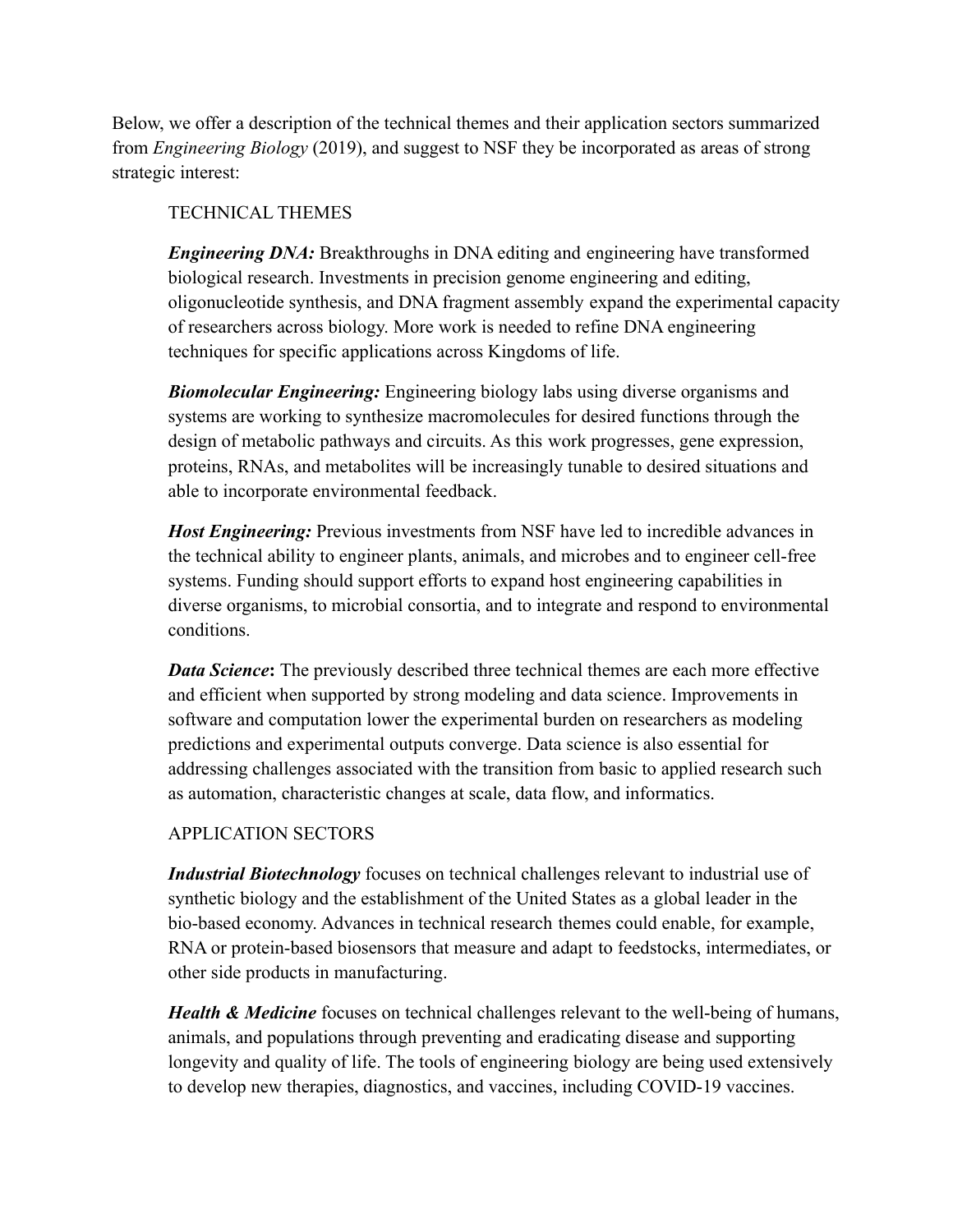Below, we offer a description of the technical themes and their application sectors summarized from *Engineering Biology* (2019), and suggest to NSF they be incorporated as areas of strong strategic interest:

TECHNICAL THEMES

***Engineering DNA:*** Breakthroughs in DNA editing and engineering have transformed biological research. Investments in precision genome engineering and editing, oligonucleotide synthesis, and DNA fragment assembly expand the experimental capacity of researchers across biology. More work is needed to refine DNA engineering techniques for specific applications across Kingdoms of life.

***Biomolecular Engineering:*** Engineering biology labs using diverse organisms and systems are working to synthesize macromolecules for desired functions through the design of metabolic pathways and circuits. As this work progresses, gene expression, proteins, RNAs, and metabolites will be increasingly tunable to desired situations and able to incorporate environmental feedback.

***Host Engineering:*** Previous investments from NSF have led to incredible advances in the technical ability to engineer plants, animals, and microbes and to engineer cell-free systems. Funding should support efforts to expand host engineering capabilities in diverse organisms, to microbial consortia, and to integrate and respond to environmental conditions.

***Data Science*:** The previously described three technical themes are each more effective and efficient when supported by strong modeling and data science. Improvements in software and computation lower the experimental burden on researchers as modeling predictions and experimental outputs converge. Data science is also essential for addressing challenges associated with the transition from basic to applied research such as automation, characteristic changes at scale, data flow, and informatics.

APPLICATION SECTORS

***Industrial Biotechnology*** focuses on technical challenges relevant to industrial use of synthetic biology and the establishment of the United States as a global leader in the bio-based economy. Advances in technical research themes could enable, for example, RNA or protein-based biosensors that measure and adapt to feedstocks, intermediates, or other side products in manufacturing.

***Health & Medicine*** focuses on technical challenges relevant to the well-being of humans, animals, and populations through preventing and eradicating disease and supporting longevity and quality of life. The tools of engineering biology are being used extensively to develop new therapies, diagnostics, and vaccines, including COVID-19 vaccines.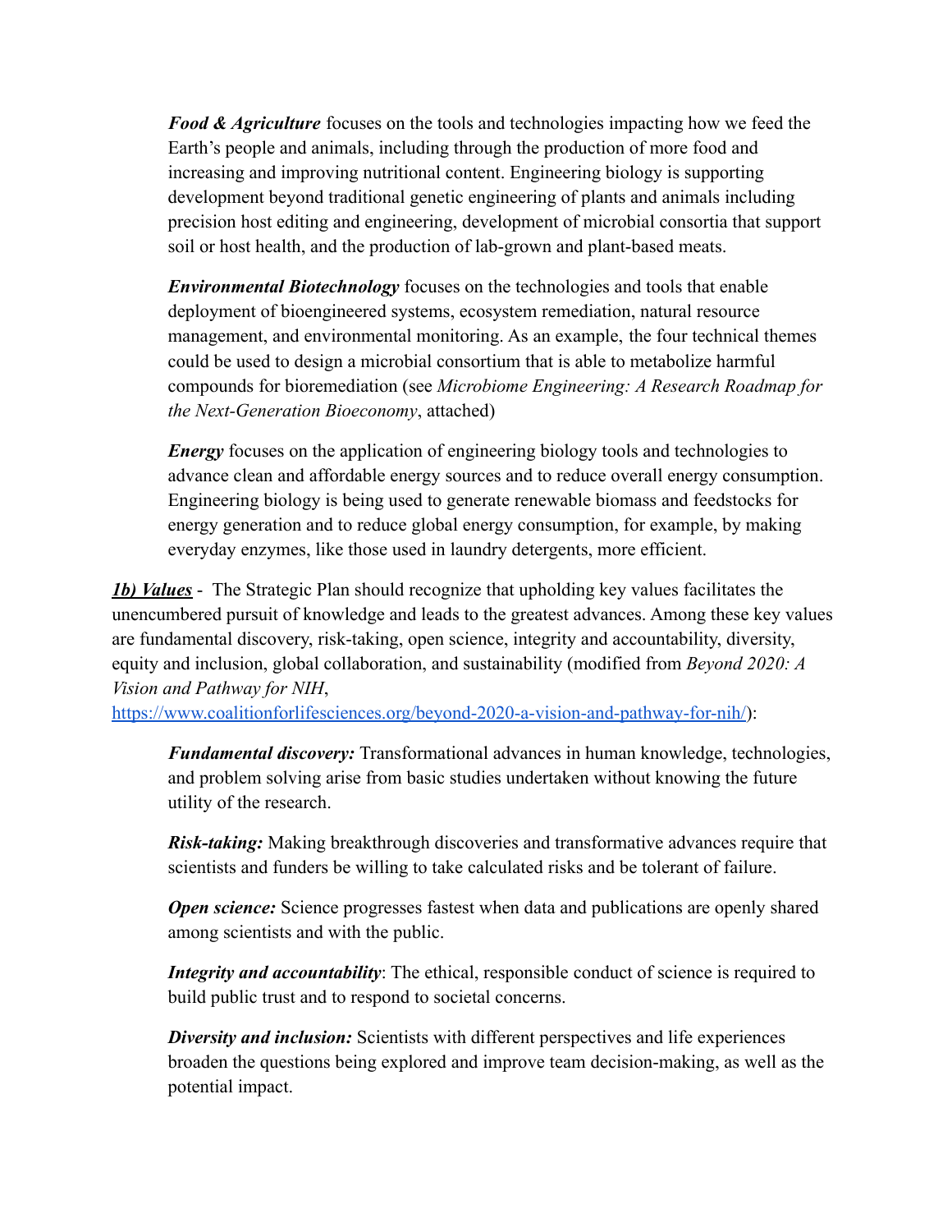***Food & Agriculture*** focuses on the tools and technologies impacting how we feed the Earth's people and animals, including through the production of more food and increasing and improving nutritional content. Engineering biology is supporting development beyond traditional genetic engineering of plants and animals including precision host editing and engineering, development of microbial consortia that support soil or host health, and the production of lab-grown and plant-based meats.

***Environmental Biotechnology*** focuses on the technologies and tools that enable deployment of bioengineered systems, ecosystem remediation, natural resource management, and environmental monitoring. As an example, the four technical themes could be used to design a microbial consortium that is able to metabolize harmful compounds for bioremediation (see *Microbiome Engineering: A Research Roadmap for the Next-Generation Bioeconomy*, attached)

***Energy*** focuses on the application of engineering biology tools and technologies to advance clean and affordable energy sources and to reduce overall energy consumption. Engineering biology is being used to generate renewable biomass and feedstocks for energy generation and to reduce global energy consumption, for example, by making everyday enzymes, like those used in laundry detergents, more efficient.

***1b) Values*** - The Strategic Plan should recognize that upholding key values facilitates the unencumbered pursuit of knowledge and leads to the greatest advances. Among these key values are fundamental discovery, risk-taking, open science, integrity and accountability, diversity, equity and inclusion, global collaboration, and sustainability (modified from *Beyond 2020: A Vision and Pathway for NIH*, [https://www.coalitionforlifesciences.org/beyond-2020-a-vision-and-pathway-for-nih/](https://www.coalitionforlifesciences.org/beyond-2020-a-vision-and-pathway-for-nih/)):

***Fundamental discovery:*** Transformational advances in human knowledge, technologies, and problem solving arise from basic studies undertaken without knowing the future utility of the research.

***Risk-taking:*** Making breakthrough discoveries and transformative advances require that scientists and funders be willing to take calculated risks and be tolerant of failure.

***Open science:*** Science progresses fastest when data and publications are openly shared among scientists and with the public.

***Integrity and accountability***: The ethical, responsible conduct of science is required to build public trust and to respond to societal concerns.

***Diversity and inclusion:*** Scientists with different perspectives and life experiences broaden the questions being explored and improve team decision-making, as well as the potential impact.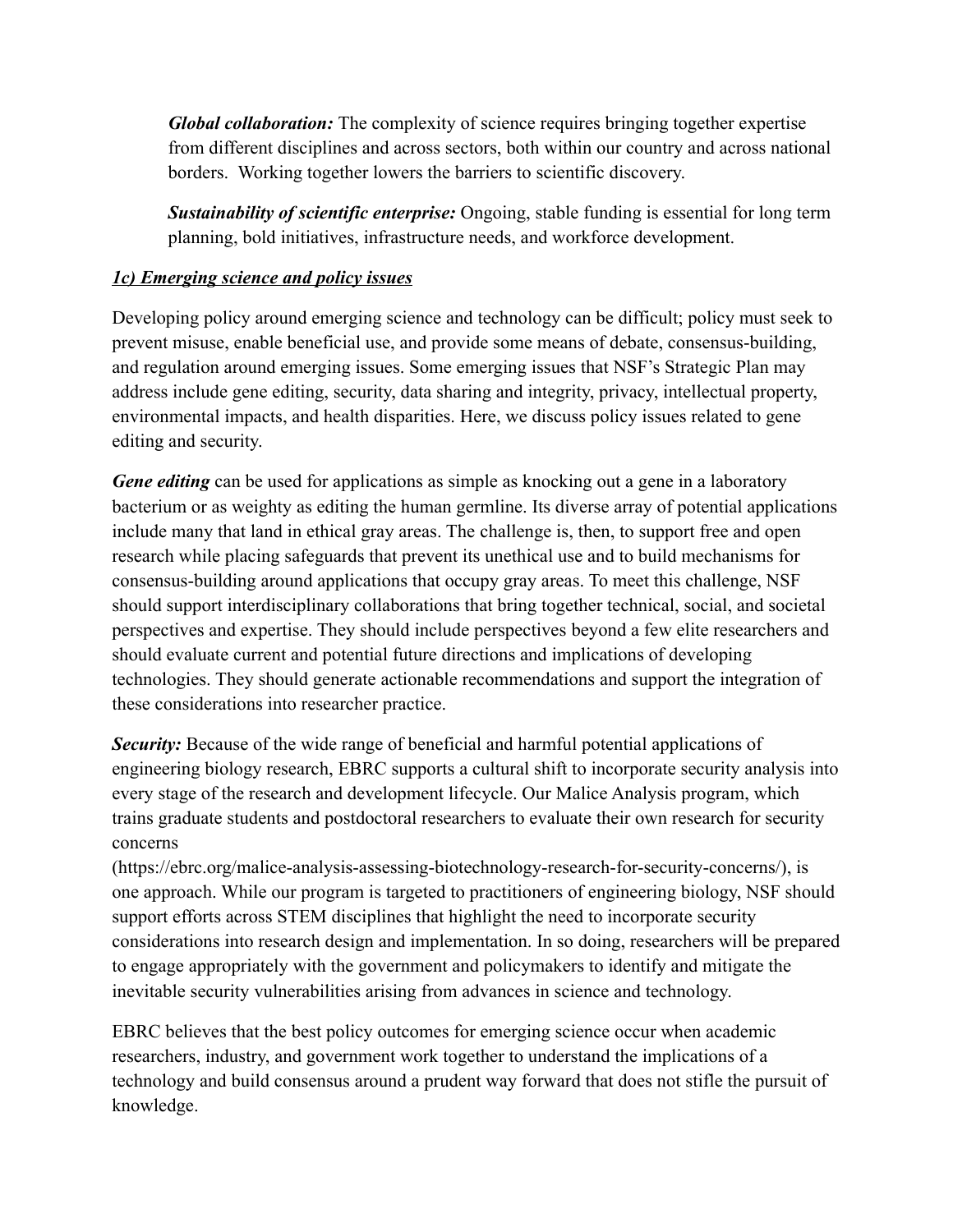***Global collaboration:*** The complexity of science requires bringing together expertise from different disciplines and across sectors, both within our country and across national borders. Working together lowers the barriers to scientific discovery.

***Sustainability of scientific enterprise:*** Ongoing, stable funding is essential for long term planning, bold initiatives, infrastructure needs, and workforce development.

### *1c) Emerging science and policy issues*

Developing policy around emerging science and technology can be difficult; policy must seek to prevent misuse, enable beneficial use, and provide some means of debate, consensus-building, and regulation around emerging issues. Some emerging issues that NSF's Strategic Plan may address include gene editing, security, data sharing and integrity, privacy, intellectual property, environmental impacts, and health disparities. Here, we discuss policy issues related to gene editing and security.

***Gene editing*** can be used for applications as simple as knocking out a gene in a laboratory bacterium or as weighty as editing the human germline. Its diverse array of potential applications include many that land in ethical gray areas. The challenge is, then, to support free and open research while placing safeguards that prevent its unethical use and to build mechanisms for consensus-building around applications that occupy gray areas. To meet this challenge, NSF should support interdisciplinary collaborations that bring together technical, social, and societal perspectives and expertise. They should include perspectives beyond a few elite researchers and should evaluate current and potential future directions and implications of developing technologies. They should generate actionable recommendations and support the integration of these considerations into researcher practice.

***Security:*** Because of the wide range of beneficial and harmful potential applications of engineering biology research, EBRC supports a cultural shift to incorporate security analysis into every stage of the research and development lifecycle. Our Malice Analysis program, which trains graduate students and postdoctoral researchers to evaluate their own research for security concerns (https://ebrc.org/malice-analysis-assessing-biotechnology-research-for-security-concerns/), is one approach. While our program is targeted to practitioners of engineering biology, NSF should support efforts across STEM disciplines that highlight the need to incorporate security considerations into research design and implementation. In so doing, researchers will be prepared to engage appropriately with the government and policymakers to identify and mitigate the inevitable security vulnerabilities arising from advances in science and technology.

EBRC believes that the best policy outcomes for emerging science occur when academic researchers, industry, and government work together to understand the implications of a technology and build consensus around a prudent way forward that does not stifle the pursuit of knowledge.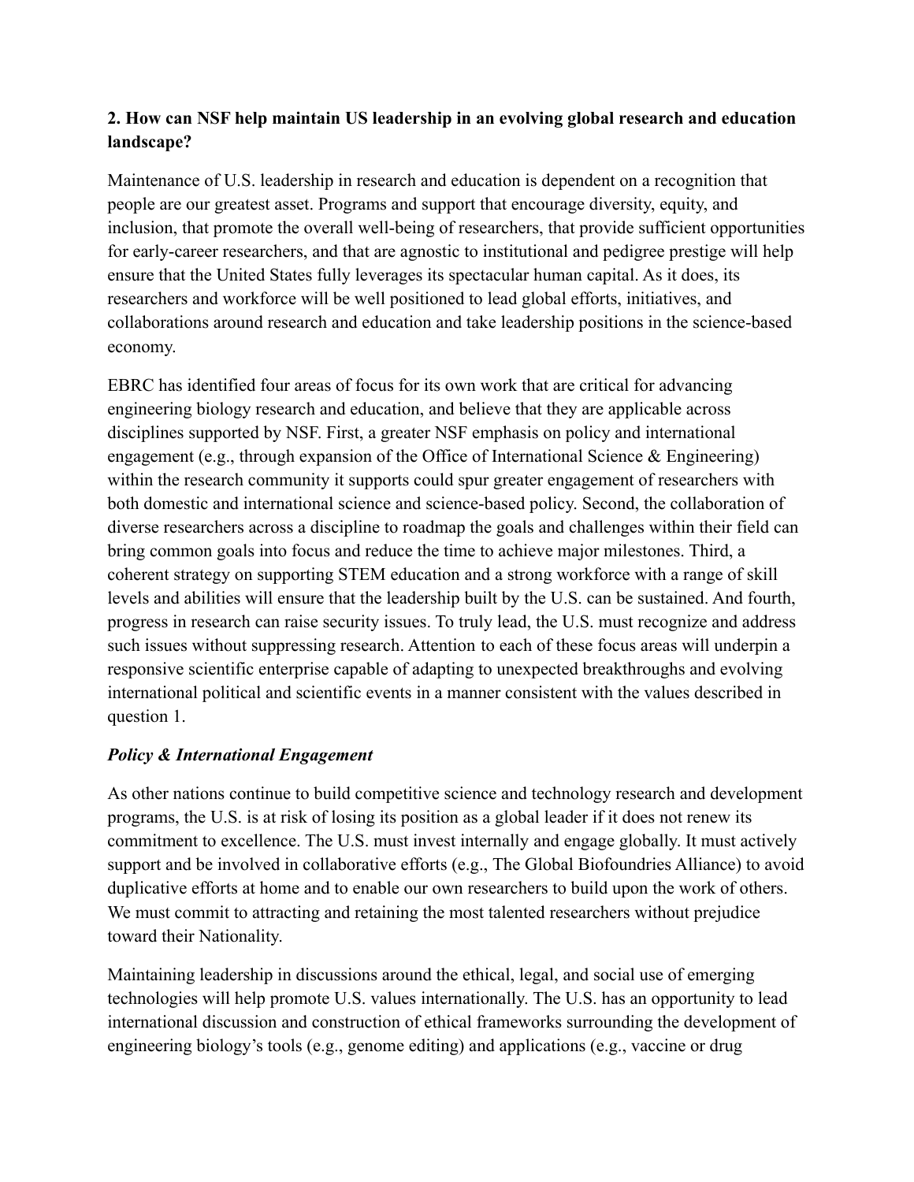**2. How can NSF help maintain US leadership in an evolving global research and education landscape?**

Maintenance of U.S. leadership in research and education is dependent on a recognition that people are our greatest asset. Programs and support that encourage diversity, equity, and inclusion, that promote the overall well-being of researchers, that provide sufficient opportunities for early-career researchers, and that are agnostic to institutional and pedigree prestige will help ensure that the United States fully leverages its spectacular human capital. As it does, its researchers and workforce will be well positioned to lead global efforts, initiatives, and collaborations around research and education and take leadership positions in the science-based economy.

EBRC has identified four areas of focus for its own work that are critical for advancing engineering biology research and education, and believe that they are applicable across disciplines supported by NSF. First, a greater NSF emphasis on policy and international engagement (e.g., through expansion of the Office of International Science & Engineering) within the research community it supports could spur greater engagement of researchers with both domestic and international science and science-based policy. Second, the collaboration of diverse researchers across a discipline to roadmap the goals and challenges within their field can bring common goals into focus and reduce the time to achieve major milestones. Third, a coherent strategy on supporting STEM education and a strong workforce with a range of skill levels and abilities will ensure that the leadership built by the U.S. can be sustained. And fourth, progress in research can raise security issues. To truly lead, the U.S. must recognize and address such issues without suppressing research. Attention to each of these focus areas will underpin a responsive scientific enterprise capable of adapting to unexpected breakthroughs and evolving international political and scientific events in a manner consistent with the values described in question 1.

***Policy & International Engagement***

As other nations continue to build competitive science and technology research and development programs, the U.S. is at risk of losing its position as a global leader if it does not renew its commitment to excellence. The U.S. must invest internally and engage globally. It must actively support and be involved in collaborative efforts (e.g., The Global Biofoundries Alliance) to avoid duplicative efforts at home and to enable our own researchers to build upon the work of others. We must commit to attracting and retaining the most talented researchers without prejudice toward their Nationality.

Maintaining leadership in discussions around the ethical, legal, and social use of emerging technologies will help promote U.S. values internationally. The U.S. has an opportunity to lead international discussion and construction of ethical frameworks surrounding the development of engineering biology's tools (e.g., genome editing) and applications (e.g., vaccine or drug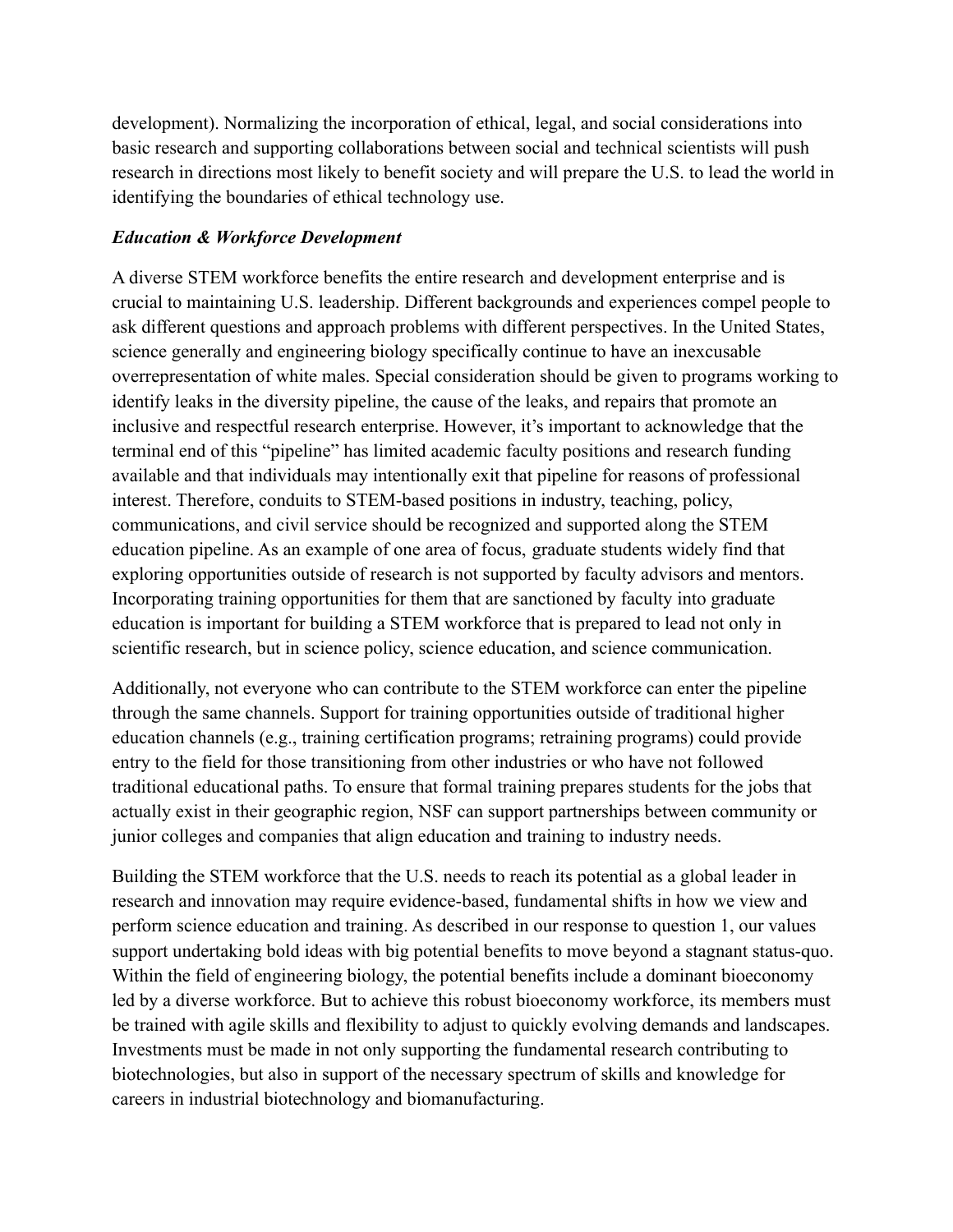development). Normalizing the incorporation of ethical, legal, and social considerations into basic research and supporting collaborations between social and technical scientists will push research in directions most likely to benefit society and will prepare the U.S. to lead the world in identifying the boundaries of ethical technology use.

***Education & Workforce Development***

A diverse STEM workforce benefits the entire research and development enterprise and is crucial to maintaining U.S. leadership. Different backgrounds and experiences compel people to ask different questions and approach problems with different perspectives. In the United States, science generally and engineering biology specifically continue to have an inexcusable overrepresentation of white males. Special consideration should be given to programs working to identify leaks in the diversity pipeline, the cause of the leaks, and repairs that promote an inclusive and respectful research enterprise. However, it's important to acknowledge that the terminal end of this "pipeline" has limited academic faculty positions and research funding available and that individuals may intentionally exit that pipeline for reasons of professional interest. Therefore, conduits to STEM-based positions in industry, teaching, policy, communications, and civil service should be recognized and supported along the STEM education pipeline. As an example of one area of focus, graduate students widely find that exploring opportunities outside of research is not supported by faculty advisors and mentors. Incorporating training opportunities for them that are sanctioned by faculty into graduate education is important for building a STEM workforce that is prepared to lead not only in scientific research, but in science policy, science education, and science communication.

Additionally, not everyone who can contribute to the STEM workforce can enter the pipeline through the same channels. Support for training opportunities outside of traditional higher education channels (e.g., training certification programs; retraining programs) could provide entry to the field for those transitioning from other industries or who have not followed traditional educational paths. To ensure that formal training prepares students for the jobs that actually exist in their geographic region, NSF can support partnerships between community or junior colleges and companies that align education and training to industry needs.

Building the STEM workforce that the U.S. needs to reach its potential as a global leader in research and innovation may require evidence-based, fundamental shifts in how we view and perform science education and training. As described in our response to question 1, our values support undertaking bold ideas with big potential benefits to move beyond a stagnant status-quo. Within the field of engineering biology, the potential benefits include a dominant bioeconomy led by a diverse workforce. But to achieve this robust bioeconomy workforce, its members must be trained with agile skills and flexibility to adjust to quickly evolving demands and landscapes. Investments must be made in not only supporting the fundamental research contributing to biotechnologies, but also in support of the necessary spectrum of skills and knowledge for careers in industrial biotechnology and biomanufacturing.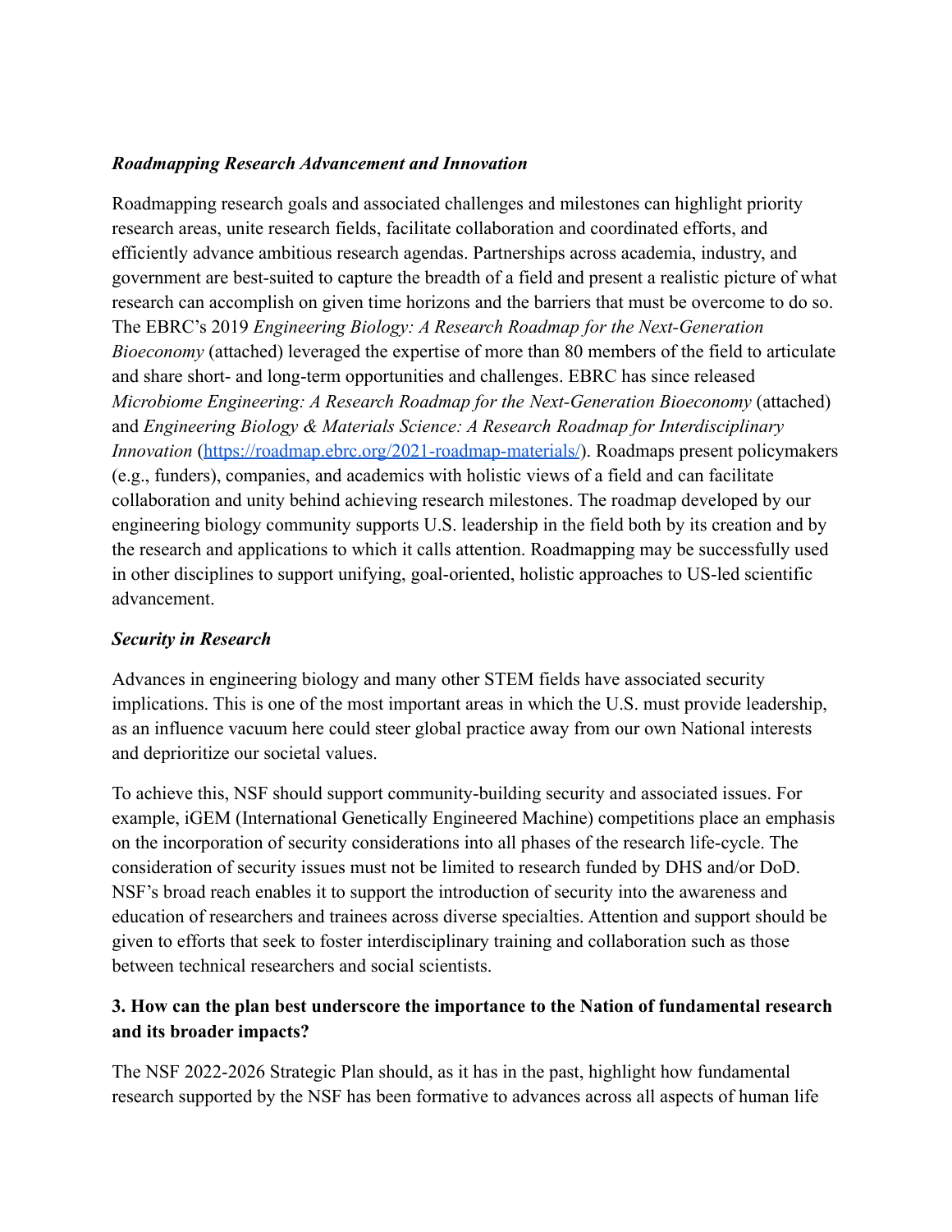***Roadmapping Research Advancement and Innovation***

Roadmapping research goals and associated challenges and milestones can highlight priority research areas, unite research fields, facilitate collaboration and coordinated efforts, and efficiently advance ambitious research agendas. Partnerships across academia, industry, and government are best-suited to capture the breadth of a field and present a realistic picture of what research can accomplish on given time horizons and the barriers that must be overcome to do so. The EBRC's 2019 *Engineering Biology: A Research Roadmap for the Next-Generation Bioeconomy* (attached) leveraged the expertise of more than 80 members of the field to articulate and share short- and long-term opportunities and challenges. EBRC has since released *Microbiome Engineering: A Research Roadmap for the Next-Generation Bioeconomy* (attached) and *Engineering Biology & Materials Science: A Research Roadmap for Interdisciplinary Innovation* ([https://roadmap.ebrc.org/2021-roadmap-materials/](https://roadmap.ebrc.org/2021-roadmap-materials/)). Roadmaps present policymakers (e.g., funders), companies, and academics with holistic views of a field and can facilitate collaboration and unity behind achieving research milestones. The roadmap developed by our engineering biology community supports U.S. leadership in the field both by its creation and by the research and applications to which it calls attention. Roadmapping may be successfully used in other disciplines to support unifying, goal-oriented, holistic approaches to US-led scientific advancement.

***Security in Research***

Advances in engineering biology and many other STEM fields have associated security implications. This is one of the most important areas in which the U.S. must provide leadership, as an influence vacuum here could steer global practice away from our own National interests and deprioritize our societal values.

To achieve this, NSF should support community-building security and associated issues. For example, iGEM (International Genetically Engineered Machine) competitions place an emphasis on the incorporation of security considerations into all phases of the research life-cycle. The consideration of security issues must not be limited to research funded by DHS and/or DoD. NSF's broad reach enables it to support the introduction of security into the awareness and education of researchers and trainees across diverse specialties. Attention and support should be given to efforts that seek to foster interdisciplinary training and collaboration such as those between technical researchers and social scientists.

**3. How can the plan best underscore the importance to the Nation of fundamental research and its broader impacts?**

The NSF 2022-2026 Strategic Plan should, as it has in the past, highlight how fundamental research supported by the NSF has been formative to advances across all aspects of human life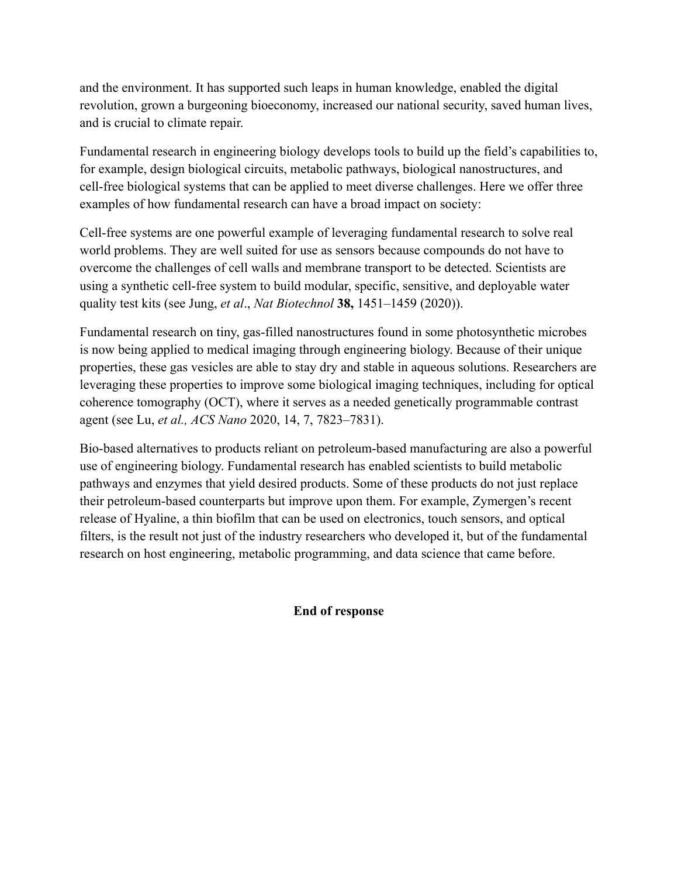and the environment. It has supported such leaps in human knowledge, enabled the digital revolution, grown a burgeoning bioeconomy, increased our national security, saved human lives, and is crucial to climate repair.

Fundamental research in engineering biology develops tools to build up the field's capabilities to, for example, design biological circuits, metabolic pathways, biological nanostructures, and cell-free biological systems that can be applied to meet diverse challenges. Here we offer three examples of how fundamental research can have a broad impact on society:

Cell-free systems are one powerful example of leveraging fundamental research to solve real world problems. They are well suited for use as sensors because compounds do not have to overcome the challenges of cell walls and membrane transport to be detected. Scientists are using a synthetic cell-free system to build modular, specific, sensitive, and deployable water quality test kits (see Jung, *et al*., *Nat Biotechnol* **38,** 1451–1459 (2020)).

Fundamental research on tiny, gas-filled nanostructures found in some photosynthetic microbes is now being applied to medical imaging through engineering biology. Because of their unique properties, these gas vesicles are able to stay dry and stable in aqueous solutions. Researchers are leveraging these properties to improve some biological imaging techniques, including for optical coherence tomography (OCT), where it serves as a needed genetically programmable contrast agent (see Lu, *et al., ACS Nano* 2020, 14, 7, 7823–7831).

Bio-based alternatives to products reliant on petroleum-based manufacturing are also a powerful use of engineering biology. Fundamental research has enabled scientists to build metabolic pathways and enzymes that yield desired products. Some of these products do not just replace their petroleum-based counterparts but improve upon them. For example, Zymergen's recent release of Hyaline, a thin biofilm that can be used on electronics, touch sensors, and optical filters, is the result not just of the industry researchers who developed it, but of the fundamental research on host engineering, metabolic programming, and data science that came before.

**End of response**